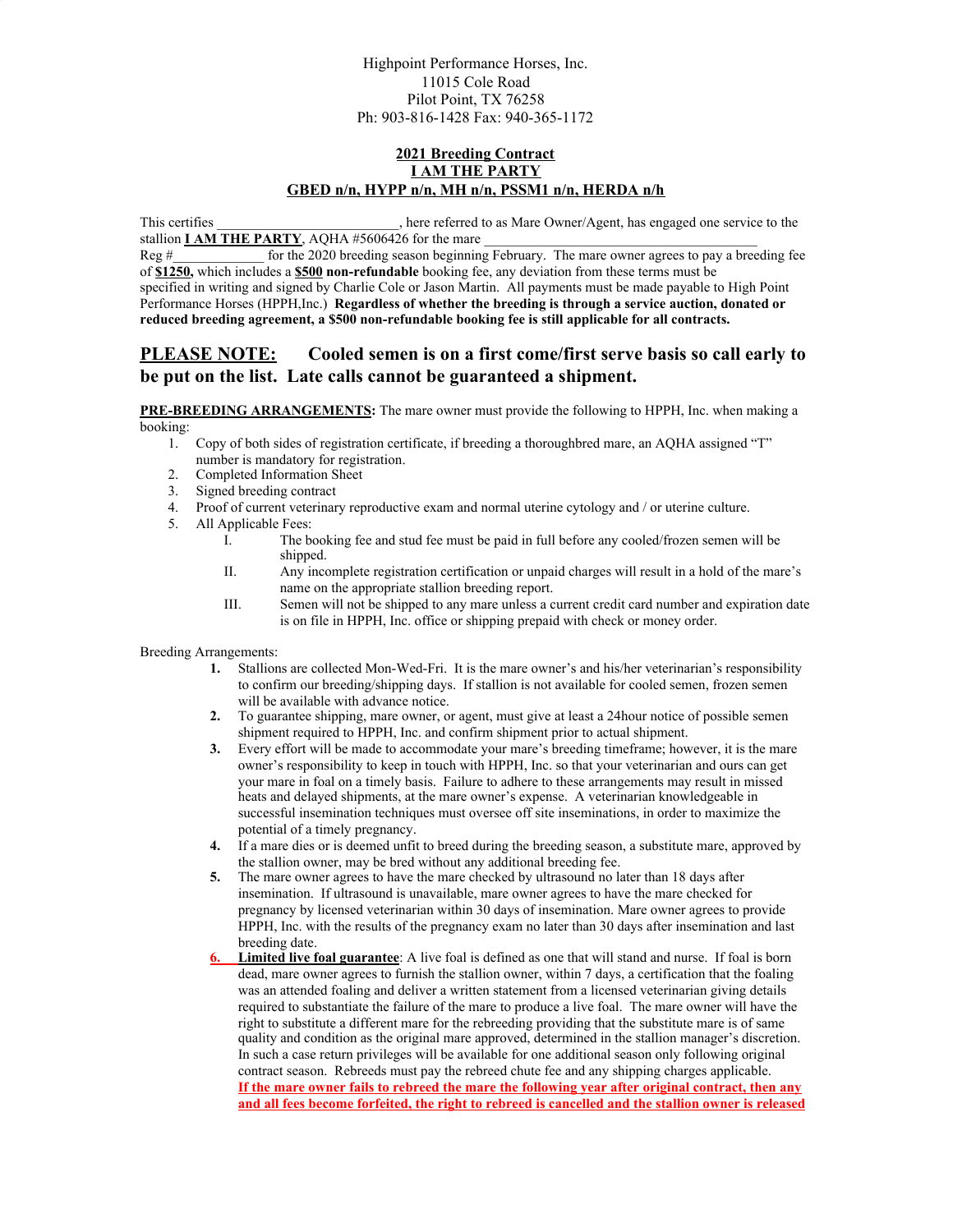Highpoint Performance Horses, Inc.
11015 Cole Road
Pilot Point, TX 76258
Ph: 903-816-1428 Fax: 940-365-1172

# 2021 Breeding Contract
## I AM THE PARTY
### GBED n/n, HYPP n/n, MH n/n, PSSM1 n/n, HERDA n/h

This certifies ________________________, here referred to as Mare Owner/Agent, has engaged one service to the stallion **I AM THE PARTY**, AQHA #5606426 for the mare ____________________________________ Reg #_____________ for the 2020 breeding season beginning February. The mare owner agrees to pay a breeding fee of **$1250,** which includes a **$500 non-refundable** booking fee, any deviation from these terms must be specified in writing and signed by Charlie Cole or Jason Martin. All payments must be made payable to High Point Performance Horses (HPPH,Inc.) **Regardless of whether the breeding is through a service auction, donated or reduced breeding agreement, a $500 non-refundable booking fee is still applicable for all contracts.**

## PLEASE NOTE: Cooled semen is on a first come/first serve basis so call early to be put on the list. Late calls cannot be guaranteed a shipment.

**PRE-BREEDING ARRANGEMENTS:** The mare owner must provide the following to HPPH, Inc. when making a booking:

1. Copy of both sides of registration certificate, if breeding a thoroughbred mare, an AQHA assigned "T" number is mandatory for registration.
2. Completed Information Sheet
3. Signed breeding contract
4. Proof of current veterinary reproductive exam and normal uterine cytology and / or uterine culture.
5. All Applicable Fees:
   - I. The booking fee and stud fee must be paid in full before any cooled/frozen semen will be shipped.
   - II. Any incomplete registration certification or unpaid charges will result in a hold of the mare's name on the appropriate stallion breeding report.
   - III. Semen will not be shipped to any mare unless a current credit card number and expiration date is on file in HPPH, Inc. office or shipping prepaid with check or money order.

Breeding Arrangements:

1. Stallions are collected Mon-Wed-Fri. It is the mare owner's and his/her veterinarian's responsibility to confirm our breeding/shipping days. If stallion is not available for cooled semen, frozen semen will be available with advance notice.
2. To guarantee shipping, mare owner, or agent, must give at least a 24hour notice of possible semen shipment required to HPPH, Inc. and confirm shipment prior to actual shipment.
3. Every effort will be made to accommodate your mare's breeding timeframe; however, it is the mare owner's responsibility to keep in touch with HPPH, Inc. so that your veterinarian and ours can get your mare in foal on a timely basis. Failure to adhere to these arrangements may result in missed heats and delayed shipments, at the mare owner's expense. A veterinarian knowledgeable in successful insemination techniques must oversee off site inseminations, in order to maximize the potential of a timely pregnancy.
4. If a mare dies or is deemed unfit to breed during the breeding season, a substitute mare, approved by the stallion owner, may be bred without any additional breeding fee.
5. The mare owner agrees to have the mare checked by ultrasound no later than 18 days after insemination. If ultrasound is unavailable, mare owner agrees to have the mare checked for pregnancy by licensed veterinarian within 30 days of insemination. Mare owner agrees to provide HPPH, Inc. with the results of the pregnancy exam no later than 30 days after insemination and last breeding date.
6. **Limited live foal guarantee**: A live foal is defined as one that will stand and nurse. If foal is born dead, mare owner agrees to furnish the stallion owner, within 7 days, a certification that the foaling was an attended foaling and deliver a written statement from a licensed veterinarian giving details required to substantiate the failure of the mare to produce a live foal. The mare owner will have the right to substitute a different mare for the rebreeding providing that the substitute mare is of same quality and condition as the original mare approved, determined in the stallion manager's discretion. In such a case return privileges will be available for one additional season only following original contract season. Rebreeds must pay the rebreed chute fee and any shipping charges applicable. **If the mare owner fails to rebreed the mare the following year after original contract, then any and all fees become forfeited, the right to rebreed is cancelled and the stallion owner is released**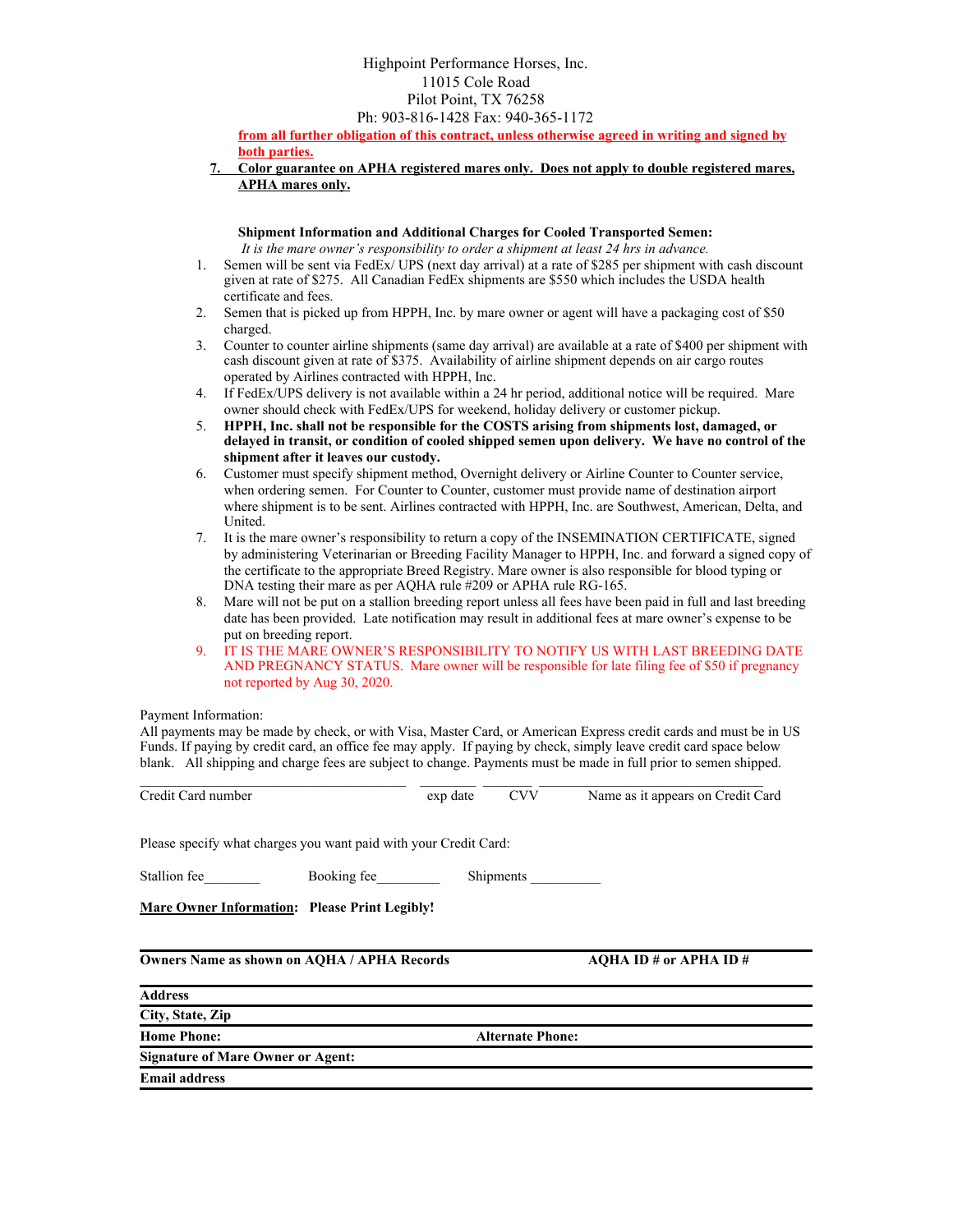Highpoint Performance Horses, Inc.
11015 Cole Road
Pilot Point, TX 76258
Ph: 903-816-1428 Fax: 940-365-1172

**from all further obligation of this contract, unless otherwise agreed in writing and signed by both parties.**

7. **Color guarantee on APHA registered mares only. Does not apply to double registered mares, APHA mares only.**

**Shipment Information and Additional Charges for Cooled Transported Semen:**

*It is the mare owner's responsibility to order a shipment at least 24 hrs in advance.*

1. Semen will be sent via FedEx/ UPS (next day arrival) at a rate of $285 per shipment with cash discount given at rate of $275. All Canadian FedEx shipments are $550 which includes the USDA health certificate and fees.
2. Semen that is picked up from HPPH, Inc. by mare owner or agent will have a packaging cost of $50 charged.
3. Counter to counter airline shipments (same day arrival) are available at a rate of $400 per shipment with cash discount given at rate of $375. Availability of airline shipment depends on air cargo routes operated by Airlines contracted with HPPH, Inc.
4. If FedEx/UPS delivery is not available within a 24 hr period, additional notice will be required. Mare owner should check with FedEx/UPS for weekend, holiday delivery or customer pickup.
5. **HPPH, Inc. shall not be responsible for the COSTS arising from shipments lost, damaged, or delayed in transit, or condition of cooled shipped semen upon delivery. We have no control of the shipment after it leaves our custody.**
6. Customer must specify shipment method, Overnight delivery or Airline Counter to Counter service, when ordering semen. For Counter to Counter, customer must provide name of destination airport where shipment is to be sent. Airlines contracted with HPPH, Inc. are Southwest, American, Delta, and United.
7. It is the mare owner's responsibility to return a copy of the INSEMINATION CERTIFICATE, signed by administering Veterinarian or Breeding Facility Manager to HPPH, Inc. and forward a signed copy of the certificate to the appropriate Breed Registry. Mare owner is also responsible for blood typing or DNA testing their mare as per AQHA rule #209 or APHA rule RG-165.
8. Mare will not be put on a stallion breeding report unless all fees have been paid in full and last breeding date has been provided. Late notification may result in additional fees at mare owner's expense to be put on breeding report.
9. IT IS THE MARE OWNER'S RESPONSIBILITY TO NOTIFY US WITH LAST BREEDING DATE AND PREGNANCY STATUS. Mare owner will be responsible for late filing fee of $50 if pregnancy not reported by Aug 30, 2020.

Payment Information:
All payments may be made by check, or with Visa, Master Card, or American Express credit cards and must be in US Funds. If paying by credit card, an office fee may apply. If paying by check, simply leave credit card space below blank. All shipping and charge fees are subject to change. Payments must be made in full prior to semen shipped.

\_\_\_\_\_\_\_\_\_\_\_\_\_\_\_\_\_\_\_\_\_\_\_\_\_\_\_\_\_\_\_\_ \_\_\_\_\_\_\_\_ \_\_\_\_\_\_\_\_ \_\_\_\_\_\_\_\_\_\_\_\_\_\_\_\_\_\_\_\_\_\_\_\_
Credit Card number  exp date  CVV  Name as it appears on Credit Card

Please specify what charges you want paid with your Credit Card:

Stallion fee\_\_\_\_\_\_\_\_  Booking fee\_\_\_\_\_\_\_\_\_  Shipments \_\_\_\_\_\_\_\_\_\_

**Mare Owner Information: Please Print Legibly!**

| **Owners Name as shown on AQHA / APHA Records** | **AQHA ID # or APHA ID #** |
|---|---|
| **Address** | |
| **City, State, Zip** | |
| **Home Phone:** | **Alternate Phone:** |
| **Signature of Mare Owner or Agent:** | |
| **Email address** | |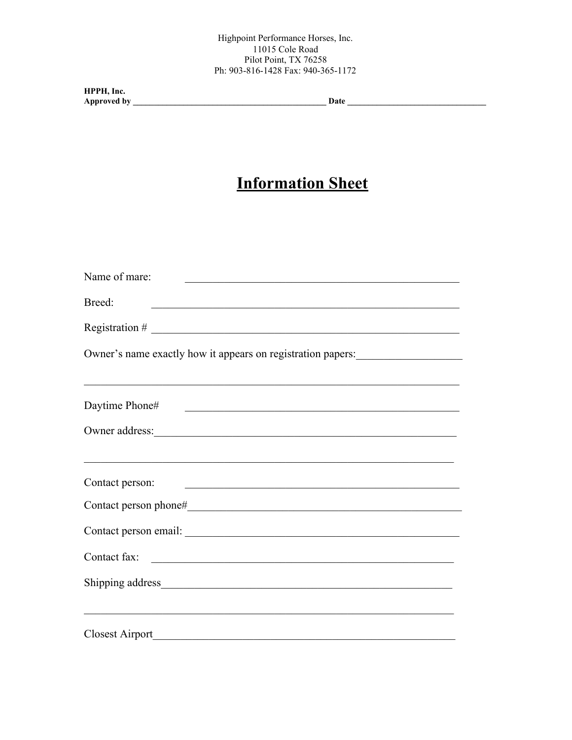Highpoint Performance Horses, Inc.
11015 Cole Road
Pilot Point, TX 76258
Ph: 903-816-1428 Fax: 940-365-1172

**HPPH, Inc.**
**Approved by \_\_\_\_\_\_\_\_\_\_\_\_\_\_\_\_\_\_\_\_\_\_\_\_\_\_\_\_\_\_\_\_\_\_\_\_\_\_\_\_\_\_\_\_ Date \_\_\_\_\_\_\_\_\_\_\_\_\_\_\_\_\_\_\_\_\_\_\_\_\_\_\_\_\_\_\_\_**

# Information Sheet

Name of mare: \_\_\_\_\_\_\_\_\_\_\_\_\_\_\_\_\_\_\_\_\_\_\_\_\_\_\_\_\_\_\_\_\_\_\_\_\_\_\_\_\_\_\_\_\_\_\_\_\_\_

Breed: \_\_\_\_\_\_\_\_\_\_\_\_\_\_\_\_\_\_\_\_\_\_\_\_\_\_\_\_\_\_\_\_\_\_\_\_\_\_\_\_\_\_\_\_\_\_\_\_\_\_\_\_\_\_\_\_

Registration # \_\_\_\_\_\_\_\_\_\_\_\_\_\_\_\_\_\_\_\_\_\_\_\_\_\_\_\_\_\_\_\_\_\_\_\_\_\_\_\_\_\_\_\_\_\_\_\_\_\_\_\_\_\_\_\_

Owner's name exactly how it appears on registration papers:\_\_\_\_\_\_\_\_\_\_\_\_\_\_\_\_\_\_\_

\_\_\_\_\_\_\_\_\_\_\_\_\_\_\_\_\_\_\_\_\_\_\_\_\_\_\_\_\_\_\_\_\_\_\_\_\_\_\_\_\_\_\_\_\_\_\_\_\_\_\_\_\_\_\_\_\_\_\_\_\_\_\_\_\_\_\_\_

Daytime Phone# \_\_\_\_\_\_\_\_\_\_\_\_\_\_\_\_\_\_\_\_\_\_\_\_\_\_\_\_\_\_\_\_\_\_\_\_\_\_\_\_\_\_\_\_\_\_\_\_\_\_

Owner address:\_\_\_\_\_\_\_\_\_\_\_\_\_\_\_\_\_\_\_\_\_\_\_\_\_\_\_\_\_\_\_\_\_\_\_\_\_\_\_\_\_\_\_\_\_\_\_\_\_\_\_\_\_\_

\_\_\_\_\_\_\_\_\_\_\_\_\_\_\_\_\_\_\_\_\_\_\_\_\_\_\_\_\_\_\_\_\_\_\_\_\_\_\_\_\_\_\_\_\_\_\_\_\_\_\_\_\_\_\_\_\_\_\_\_\_\_\_\_\_\_\_

Contact person: \_\_\_\_\_\_\_\_\_\_\_\_\_\_\_\_\_\_\_\_\_\_\_\_\_\_\_\_\_\_\_\_\_\_\_\_\_\_\_\_\_\_\_\_\_\_\_\_\_\_

Contact person phone#\_\_\_\_\_\_\_\_\_\_\_\_\_\_\_\_\_\_\_\_\_\_\_\_\_\_\_\_\_\_\_\_\_\_\_\_\_\_\_\_\_\_\_\_\_\_\_\_\_

Contact person email: \_\_\_\_\_\_\_\_\_\_\_\_\_\_\_\_\_\_\_\_\_\_\_\_\_\_\_\_\_\_\_\_\_\_\_\_\_\_\_\_\_\_\_\_\_\_\_\_\_\_

Contact fax: \_\_\_\_\_\_\_\_\_\_\_\_\_\_\_\_\_\_\_\_\_\_\_\_\_\_\_\_\_\_\_\_\_\_\_\_\_\_\_\_\_\_\_\_\_\_\_\_\_\_\_\_\_

Shipping address\_\_\_\_\_\_\_\_\_\_\_\_\_\_\_\_\_\_\_\_\_\_\_\_\_\_\_\_\_\_\_\_\_\_\_\_\_\_\_\_\_\_\_\_\_\_\_\_\_\_\_\_\_

\_\_\_\_\_\_\_\_\_\_\_\_\_\_\_\_\_\_\_\_\_\_\_\_\_\_\_\_\_\_\_\_\_\_\_\_\_\_\_\_\_\_\_\_\_\_\_\_\_\_\_\_\_\_\_\_\_\_\_\_\_\_\_\_\_\_\_

Closest Airport\_\_\_\_\_\_\_\_\_\_\_\_\_\_\_\_\_\_\_\_\_\_\_\_\_\_\_\_\_\_\_\_\_\_\_\_\_\_\_\_\_\_\_\_\_\_\_\_\_\_\_\_\_\_\_